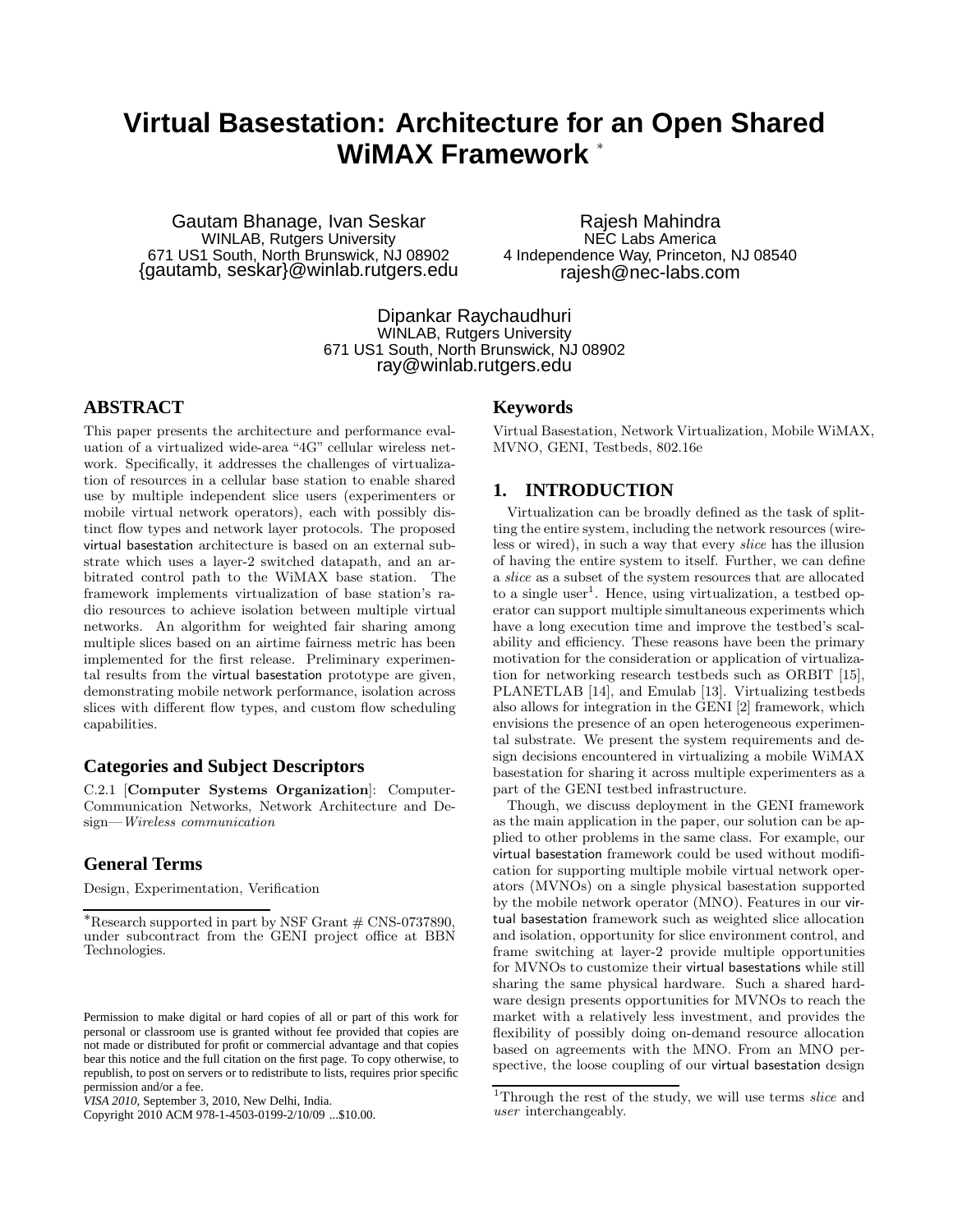# Virtual Basestation: Architecture for an Open Shared WiMAX Framework *

Gautam Bhanage, Ivan Seskar
WINLAB, Rutgers University
671 US1 South, North Brunswick, NJ 08902
{gautamb, seskar}@winlab.rutgers.edu

Rajesh Mahindra
NEC Labs America
4 Independence Way, Princeton, NJ 08540
rajesh@nec-labs.com

Dipankar Raychaudhuri
WINLAB, Rutgers University
671 US1 South, North Brunswick, NJ 08902
ray@winlab.rutgers.edu

## ABSTRACT

This paper presents the architecture and performance evaluation of a virtualized wide-area "4G" cellular wireless network. Specifically, it addresses the challenges of virtualization of resources in a cellular base station to enable shared use by multiple independent slice users (experimenters or mobile virtual network operators), each with possibly distinct flow types and network layer protocols. The proposed virtual basestation architecture is based on an external substrate which uses a layer-2 switched datapath, and an arbitrated control path to the WiMAX base station. The framework implements virtualization of base station's radio resources to achieve isolation between multiple virtual networks. An algorithm for weighted fair sharing among multiple slices based on an airtime fairness metric has been implemented for the first release. Preliminary experimental results from the virtual basestation prototype are given, demonstrating mobile network performance, isolation across slices with different flow types, and custom flow scheduling capabilities.

### Categories and Subject Descriptors

C.2.1 [**Computer Systems Organization**]: Computer-Communication Networks, Network Architecture and Design—*Wireless communication*

### General Terms

Design, Experimentation, Verification

*Research supported in part by NSF Grant # CNS-0737890, under subcontract from the GENI project office at BBN Technologies.

Permission to make digital or hard copies of all or part of this work for personal or classroom use is granted without fee provided that copies are not made or distributed for profit or commercial advantage and that copies bear this notice and the full citation on the first page. To copy otherwise, to republish, to post on servers or to redistribute to lists, requires prior specific permission and/or a fee.
*VISA 2010*, September 3, 2010, New Delhi, India.
Copyright 2010 ACM 978-1-4503-0199-2/10/09 ...$10.00.

### Keywords

Virtual Basestation, Network Virtualization, Mobile WiMAX, MVNO, GENI, Testbeds, 802.16e

## 1. INTRODUCTION

Virtualization can be broadly defined as the task of splitting the entire system, including the network resources (wireless or wired), in such a way that every *slice* has the illusion of having the entire system to itself. Further, we can define a *slice* as a subset of the system resources that are allocated to a single user[1]. Hence, using virtualization, a testbed operator can support multiple simultaneous experiments which have a long execution time and improve the testbed's scalability and efficiency. These reasons have been the primary motivation for the consideration or application of virtualization for networking research testbeds such as ORBIT [15], PLANETLAB [14], and Emulab [13]. Virtualizing testbeds also allows for integration in the GENI [2] framework, which envisions the presence of an open heterogeneous experimental substrate. We present the system requirements and design decisions encountered in virtualizing a mobile WiMAX basestation for sharing it across multiple experimenters as a part of the GENI testbed infrastructure.

Though, we discuss deployment in the GENI framework as the main application in the paper, our solution can be applied to other problems in the same class. For example, our virtual basestation framework could be used without modification for supporting multiple mobile virtual network operators (MVNOs) on a single physical basestation supported by the mobile network operator (MNO). Features in our virtual basestation framework such as weighted slice allocation and isolation, opportunity for slice environment control, and frame switching at layer-2 provide multiple opportunities for MVNOs to customize their virtual basestations while still sharing the same physical hardware. Such a shared hardware design presents opportunities for MVNOs to reach the market with a relatively less investment, and provides the flexibility of possibly doing on-demand resource allocation based on agreements with the MNO. From an MNO perspective, the loose coupling of our virtual basestation design

[1]Through the rest of the study, we will use terms *slice* and *user* interchangeably.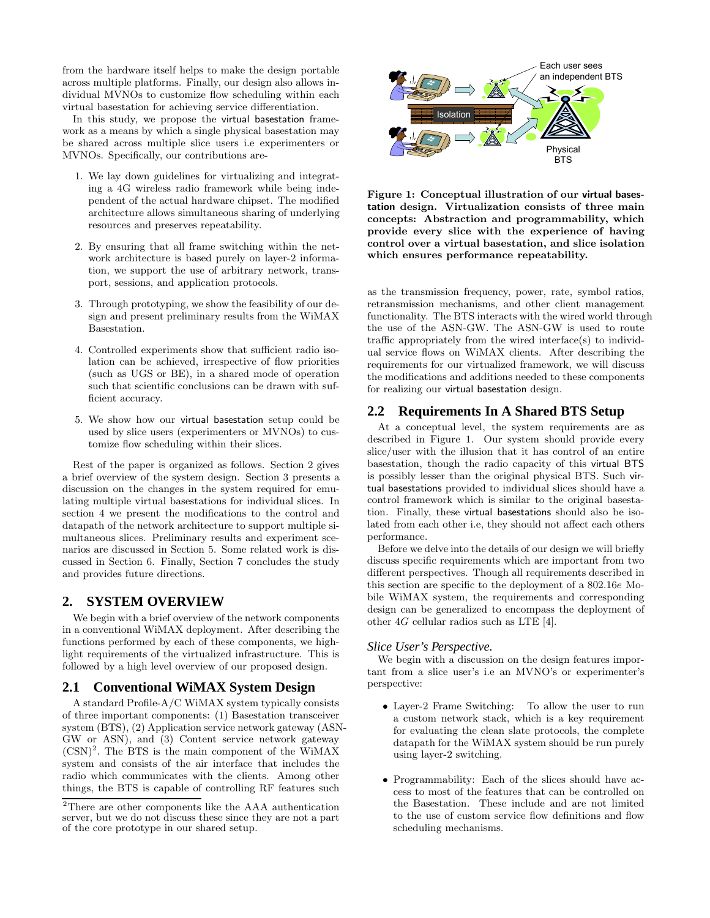from the hardware itself helps to make the design portable across multiple platforms. Finally, our design also allows individual MVNOs to customize flow scheduling within each virtual basestation for achieving service differentiation.

In this study, we propose the virtual basestation framework as a means by which a single physical basestation may be shared across multiple slice users i.e experimenters or MVNOs. Specifically, our contributions are-

1. We lay down guidelines for virtualizing and integrating a 4G wireless radio framework while being independent of the actual hardware chipset. The modified architecture allows simultaneous sharing of underlying resources and preserves repeatability.

2. By ensuring that all frame switching within the network architecture is based purely on layer-2 information, we support the use of arbitrary network, transport, sessions, and application protocols.

3. Through prototyping, we show the feasibility of our design and present preliminary results from the WiMAX Basestation.

4. Controlled experiments show that sufficient radio isolation can be achieved, irrespective of flow priorities (such as UGS or BE), in a shared mode of operation such that scientific conclusions can be drawn with sufficient accuracy.

5. We show how our virtual basestation setup could be used by slice users (experimenters or MVNOs) to customize flow scheduling within their slices.

Rest of the paper is organized as follows. Section 2 gives a brief overview of the system design. Section 3 presents a discussion on the changes in the system required for emulating multiple virtual basestations for individual slices. In section 4 we present the modifications to the control and datapath of the network architecture to support multiple simultaneous slices. Preliminary results and experiment scenarios are discussed in Section 5. Some related work is discussed in Section 6. Finally, Section 7 concludes the study and provides future directions.

## 2. SYSTEM OVERVIEW

We begin with a brief overview of the network components in a conventional WiMAX deployment. After describing the functions performed by each of these components, we highlight requirements of the virtualized infrastructure. This is followed by a high level overview of our proposed design.

### 2.1 Conventional WiMAX System Design

A standard Profile-A/C WiMAX system typically consists of three important components: (1) Basestation transceiver system (BTS), (2) Application service network gateway (ASN-GW or ASN), and (3) Content service network gateway (CSN)[2]. The BTS is the main component of the WiMAX system and consists of the air interface that includes the radio which communicates with the clients. Among other things, the BTS is capable of controlling RF features such as the transmission frequency, power, rate, symbol ratios, retransmission mechanisms, and other client management functionality. The BTS interacts with the wired world through the use of the ASN-GW. The ASN-GW is used to route traffic appropriately from the wired interface(s) to individual service flows on WiMAX clients. After describing the requirements for our virtualized framework, we will discuss the modifications and additions needed to these components for realizing our virtual basestation design.

[2]There are other components like the AAA authentication server, but we do not discuss these since they are not a part of the core prototype in our shared setup.

Each user sees an independent BTS

Isolation

Physical BTS

**Figure 1: Conceptual illustration of our virtual basestation design. Virtualization consists of three main concepts: Abstraction and programmability, which provide every slice with the experience of having control over a virtual basestation, and slice isolation which ensures performance repeatability.**

### 2.2 Requirements In A Shared BTS Setup

At a conceptual level, the system requirements are as described in Figure 1. Our system should provide every slice/user with the illusion that it has control of an entire basestation, though the radio capacity of this virtual BTS is possibly lesser than the original physical BTS. Such virtual basestations provided to individual slices should have a control framework which is similar to the original basestation. Finally, these virtual basestations should also be isolated from each other i.e, they should not affect each others performance.

Before we delve into the details of our design we will briefly discuss specific requirements which are important from two different perspectives. Though all requirements described in this section are specific to the deployment of a 802.16$e$ Mobile WiMAX system, the requirements and corresponding design can be generalized to encompass the deployment of other 4$G$ cellular radios such as LTE [4].

#### *Slice User's Perspective.*

We begin with a discussion on the design features important from a slice user's i.e an MVNO's or experimenter's perspective:

- Layer-2 Frame Switching: To allow the user to run a custom network stack, which is a key requirement for evaluating the clean slate protocols, the complete datapath for the WiMAX system should be run purely using layer-2 switching.

- Programmability: Each of the slices should have access to most of the features that can be controlled on the Basestation. These include and are not limited to the use of custom service flow definitions and flow scheduling mechanisms.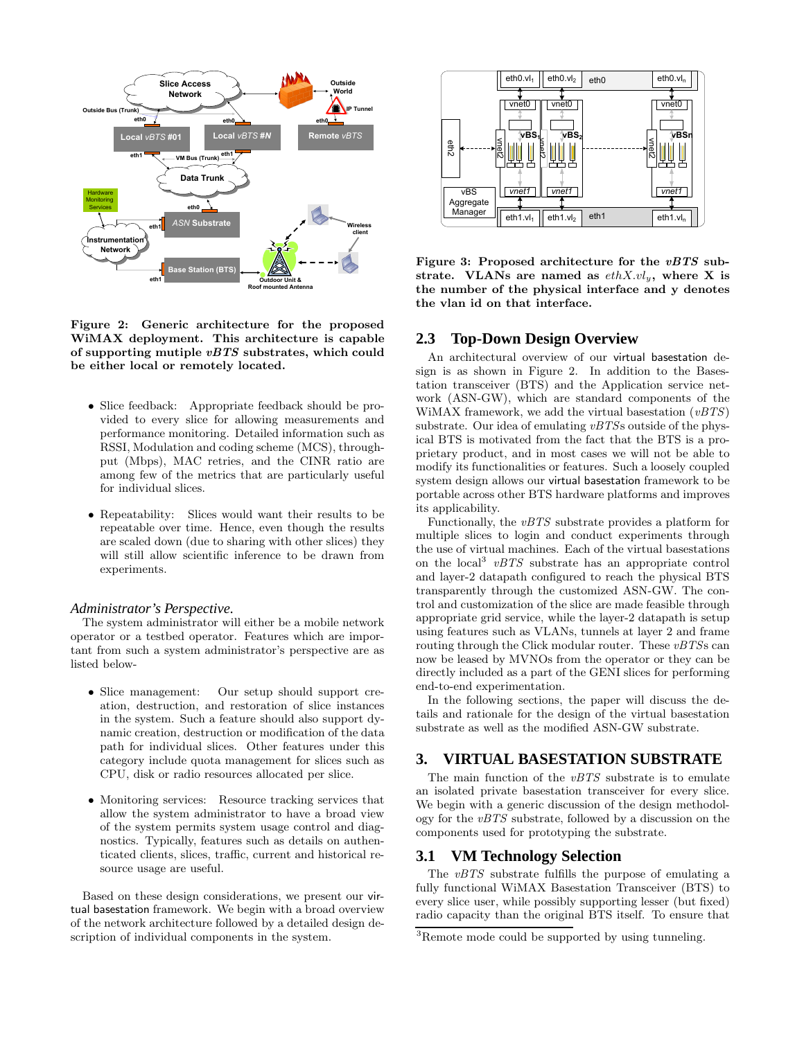Figure 2: Generic architecture for the proposed WiMAX deployment. This architecture is capable of supporting mutiple *vBTS* substrates, which could be either local or remotely located.

- Slice feedback: Appropriate feedback should be provided to every slice for allowing measurements and performance monitoring. Detailed information such as RSSI, Modulation and coding scheme (MCS), throughput (Mbps), MAC retries, and the CINR ratio are among few of the metrics that are particularly useful for individual slices.
- Repeatability: Slices would want their results to be repeatable over time. Hence, even though the results are scaled down (due to sharing with other slices) they will still allow scientific inference to be drawn from experiments.

### *Administrator's Perspective.*

The system administrator will either be a mobile network operator or a testbed operator. Features which are important from such a system administrator's perspective are as listed below-

- Slice management: Our setup should support creation, destruction, and restoration of slice instances in the system. Such a feature should also support dynamic creation, destruction or modification of the data path for individual slices. Other features under this category include quota management for slices such as CPU, disk or radio resources allocated per slice.
- Monitoring services: Resource tracking services that allow the system administrator to have a broad view of the system permits system usage control and diagnostics. Typically, features such as details on authenticated clients, slices, traffic, current and historical resource usage are useful.

Based on these design considerations, we present our virtual basestation framework. We begin with a broad overview of the network architecture followed by a detailed design description of individual components in the system.

Figure 3: Proposed architecture for the *vBTS* substrate. VLANs are named as $ethX.vl_y$, where X is the number of the physical interface and y denotes the vlan id on that interface.

## 2.3 Top-Down Design Overview

An architectural overview of our virtual basestation design is as shown in Figure 2. In addition to the Basestation transceiver (BTS) and the Application service network (ASN-GW), which are standard components of the WiMAX framework, we add the virtual basestation (*vBTS*) substrate. Our idea of emulating *vBTS*s outside of the physical BTS is motivated from the fact that the BTS is a proprietary product, and in most cases we will not be able to modify its functionalities or features. Such a loosely coupled system design allows our virtual basestation framework to be portable across other BTS hardware platforms and improves its applicability.

Functionally, the *vBTS* substrate provides a platform for multiple slices to login and conduct experiments through the use of virtual machines. Each of the virtual basestations on the local[3] *vBTS* substrate has an appropriate control and layer-2 datapath configured to reach the physical BTS transparently through the customized ASN-GW. The control and customization of the slice are made feasible through appropriate grid service, while the layer-2 datapath is setup using features such as VLANs, tunnels at layer 2 and frame routing through the Click modular router. These *vBTS*s can now be leased by MVNOs from the operator or they can be directly included as a part of the GENI slices for performing end-to-end experimentation.

In the following sections, the paper will discuss the details and rationale for the design of the virtual basestation substrate as well as the modified ASN-GW substrate.

# 3. VIRTUAL BASESTATION SUBSTRATE

The main function of the *vBTS* substrate is to emulate an isolated private basestation transceiver for every slice. We begin with a generic discussion of the design methodology for the *vBTS* substrate, followed by a discussion on the components used for prototyping the substrate.

## 3.1 VM Technology Selection

The *vBTS* substrate fulfills the purpose of emulating a fully functional WiMAX Basestation Transceiver (BTS) to every slice user, while possibly supporting lesser (but fixed) radio capacity than the original BTS itself. To ensure that

[3] Remote mode could be supported by using tunneling.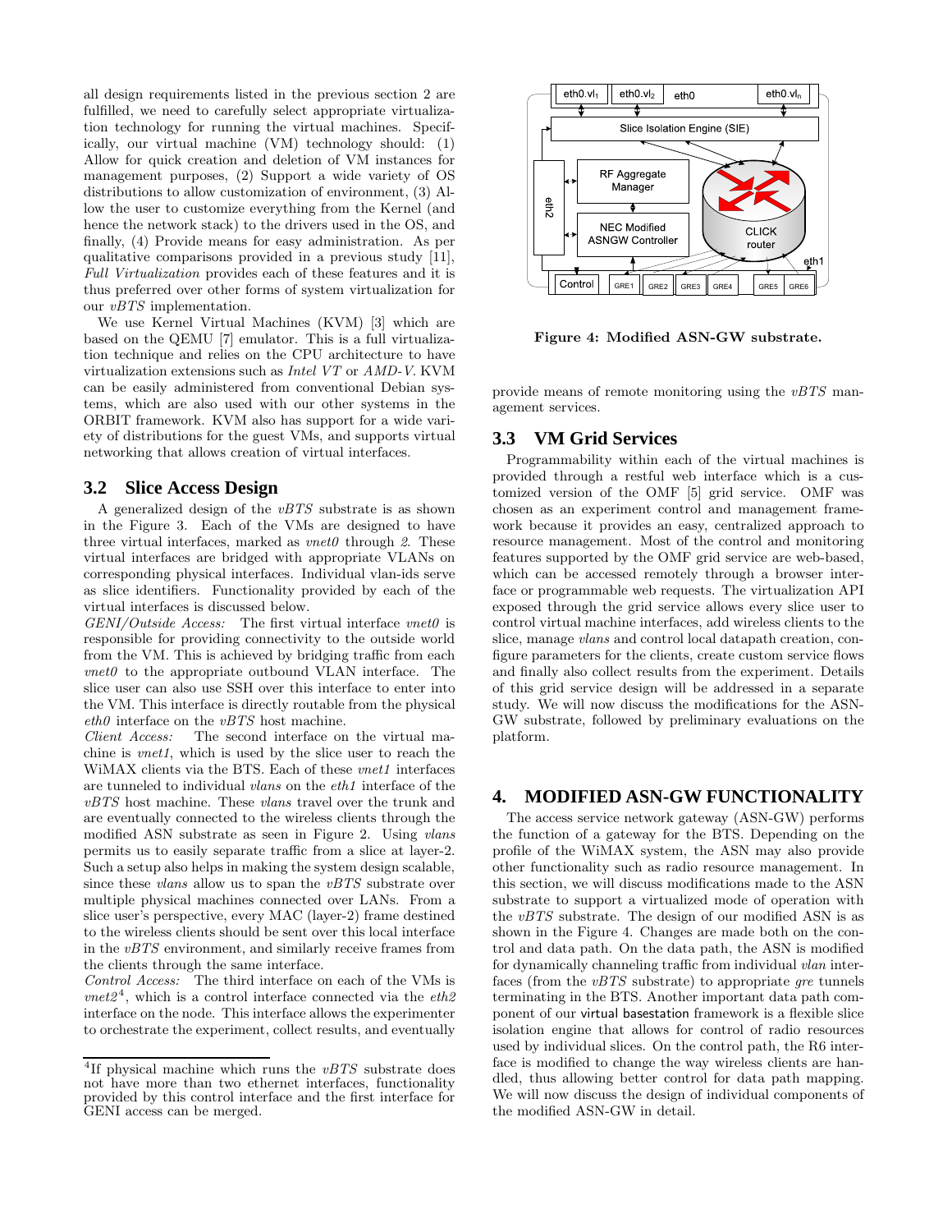all design requirements listed in the previous section 2 are fulfilled, we need to carefully select appropriate virtualization technology for running the virtual machines. Specifically, our virtual machine (VM) technology should: (1) Allow for quick creation and deletion of VM instances for management purposes, (2) Support a wide variety of OS distributions to allow customization of environment, (3) Allow the user to customize everything from the Kernel (and hence the network stack) to the drivers used in the OS, and finally, (4) Provide means for easy administration. As per qualitative comparisons provided in a previous study [11], *Full Virtualization* provides each of these features and it is thus preferred over other forms of system virtualization for our *vBTS* implementation.

We use Kernel Virtual Machines (KVM) [3] which are based on the QEMU [7] emulator. This is a full virtualization technique and relies on the CPU architecture to have virtualization extensions such as *Intel VT* or *AMD-V*. KVM can be easily administered from conventional Debian systems, which are also used with our other systems in the ORBIT framework. KVM also has support for a wide variety of distributions for the guest VMs, and supports virtual networking that allows creation of virtual interfaces.

## 3.2 Slice Access Design

A generalized design of the *vBTS* substrate is as shown in the Figure 3. Each of the VMs are designed to have three virtual interfaces, marked as *vnet0* through *2*. These virtual interfaces are bridged with appropriate VLANs on corresponding physical interfaces. Individual vlan-ids serve as slice identifiers. Functionality provided by each of the virtual interfaces is discussed below.

*GENI/Outside Access:* The first virtual interface *vnet0* is responsible for providing connectivity to the outside world from the VM. This is achieved by bridging traffic from each *vnet0* to the appropriate outbound VLAN interface. The slice user can also use SSH over this interface to enter into the VM. This interface is directly routable from the physical *eth0* interface on the *vBTS* host machine.

*Client Access:* The second interface on the virtual machine is *vnet1*, which is used by the slice user to reach the WiMAX clients via the BTS. Each of these *vnet1* interfaces are tunneled to individual *vlans* on the *eth1* interface of the *vBTS* host machine. These *vlans* travel over the trunk and are eventually connected to the wireless clients through the modified ASN substrate as seen in Figure 2. Using *vlans* permits us to easily separate traffic from a slice at layer-2. Such a setup also helps in making the system design scalable, since these *vlans* allow us to span the *vBTS* substrate over multiple physical machines connected over LANs. From a slice user's perspective, every MAC (layer-2) frame destined to the wireless clients should be sent over this local interface in the *vBTS* environment, and similarly receive frames from the clients through the same interface.

*Control Access:* The third interface on each of the VMs is *vnet2*[4], which is a control interface connected via the *eth2* interface on the node. This interface allows the experimenter to orchestrate the experiment, collect results, and eventually provide means of remote monitoring using the *vBTS* management services.

[4]If physical machine which runs the *vBTS* substrate does not have more than two ethernet interfaces, functionality provided by this control interface and the first interface for GENI access can be merged.

**Figure 4: Modified ASN-GW substrate.**

## 3.3 VM Grid Services

Programmability within each of the virtual machines is provided through a restful web interface which is a customized version of the OMF [5] grid service. OMF was chosen as an experiment control and management framework because it provides an easy, centralized approach to resource management. Most of the control and monitoring features supported by the OMF grid service are web-based, which can be accessed remotely through a browser interface or programmable web requests. The virtualization API exposed through the grid service allows every slice user to control virtual machine interfaces, add wireless clients to the slice, manage *vlans* and control local datapath creation, configure parameters for the clients, create custom service flows and finally also collect results from the experiment. Details of this grid service design will be addressed in a separate study. We will now discuss the modifications for the ASN-GW substrate, followed by preliminary evaluations on the platform.

# 4. MODIFIED ASN-GW FUNCTIONALITY

The access service network gateway (ASN-GW) performs the function of a gateway for the BTS. Depending on the profile of the WiMAX system, the ASN may also provide other functionality such as radio resource management. In this section, we will discuss modifications made to the ASN substrate to support a virtualized mode of operation with the *vBTS* substrate. The design of our modified ASN is as shown in the Figure 4. Changes are made both on the control and data path. On the data path, the ASN is modified for dynamically channeling traffic from individual *vlan* interfaces (from the *vBTS* substrate) to appropriate *gre* tunnels terminating in the BTS. Another important data path component of our virtual basestation framework is a flexible slice isolation engine that allows for control of radio resources used by individual slices. On the control path, the R6 interface is modified to change the way wireless clients are handled, thus allowing better control for data path mapping. We will now discuss the design of individual components of the modified ASN-GW in detail.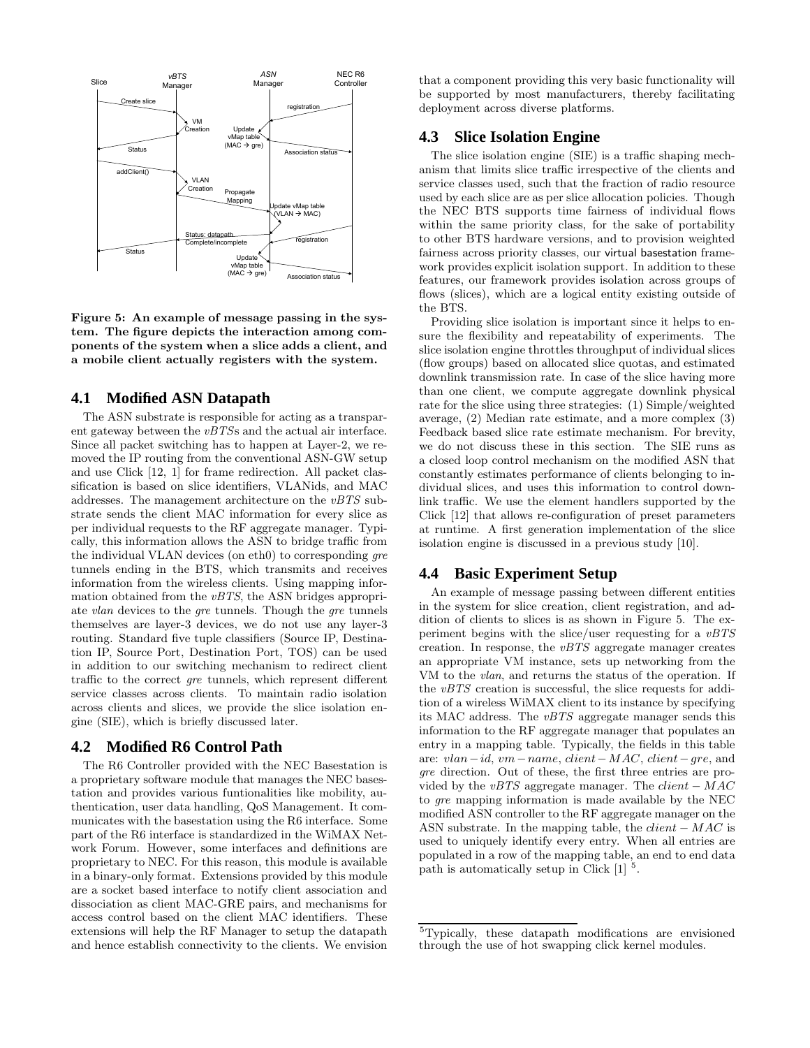Figure 5: An example of message passing in the system. The figure depicts the interaction among components of the system when a slice adds a client, and a mobile client actually registers with the system.

### 4.1 Modified ASN Datapath

The ASN substrate is responsible for acting as a transparent gateway between the *vBTS*s and the actual air interface. Since all packet switching has to happen at Layer-2, we removed the IP routing from the conventional ASN-GW setup and use Click [12, 1] for frame redirection. All packet classification is based on slice identifiers, VLANids, and MAC addresses. The management architecture on the *vBTS* substrate sends the client MAC information for every slice as per individual requests to the RF aggregate manager. Typically, this information allows the ASN to bridge traffic from the individual VLAN devices (on eth0) to corresponding *gre* tunnels ending in the BTS, which transmits and receives information from the wireless clients. Using mapping information obtained from the *vBTS*, the ASN bridges appropriate *vlan* devices to the *gre* tunnels. Though the *gre* tunnels themselves are layer-3 devices, we do not use any layer-3 routing. Standard five tuple classifiers (Source IP, Destination IP, Source Port, Destination Port, TOS) can be used in addition to our switching mechanism to redirect client traffic to the correct *gre* tunnels, which represent different service classes across clients. To maintain radio isolation across clients and slices, we provide the slice isolation engine (SIE), which is briefly discussed later.

### 4.2 Modified R6 Control Path

The R6 Controller provided with the NEC Basestation is a proprietary software module that manages the NEC basestation and provides various funtionalities like mobility, authentication, user data handling, QoS Management. It communicates with the basestation using the R6 interface. Some part of the R6 interface is standardized in the WiMAX Network Forum. However, some interfaces and definitions are proprietary to NEC. For this reason, this module is available in a binary-only format. Extensions provided by this module are a socket based interface to notify client association and dissociation as client MAC-GRE pairs, and mechanisms for access control based on the client MAC identifiers. These extensions will help the RF Manager to setup the datapath and hence establish connectivity to the clients. We envision that a component providing this very basic functionality will be supported by most manufacturers, thereby facilitating deployment across diverse platforms.

### 4.3 Slice Isolation Engine

The slice isolation engine (SIE) is a traffic shaping mechanism that limits slice traffic irrespective of the clients and service classes used, such that the fraction of radio resource used by each slice are as per slice allocation policies. Though the NEC BTS supports time fairness of individual flows within the same priority class, for the sake of portability to other BTS hardware versions, and to provision weighted fairness across priority classes, our virtual basestation framework provides explicit isolation support. In addition to these features, our framework provides isolation across groups of flows (slices), which are a logical entity existing outside of the BTS.

Providing slice isolation is important since it helps to ensure the flexibility and repeatability of experiments. The slice isolation engine throttles throughput of individual slices (flow groups) based on allocated slice quotas, and estimated downlink transmission rate. In case of the slice having more than one client, we compute aggregate downlink physical rate for the slice using three strategies: (1) Simple/weighted average, (2) Median rate estimate, and a more complex (3) Feedback based slice rate estimate mechanism. For brevity, we do not discuss these in this section. The SIE runs as a closed loop control mechanism on the modified ASN that constantly estimates performance of clients belonging to individual slices, and uses this information to control downlink traffic. We use the element handlers supported by the Click [12] that allows re-configuration of preset parameters at runtime. A first generation implementation of the slice isolation engine is discussed in a previous study [10].

### 4.4 Basic Experiment Setup

An example of message passing between different entities in the system for slice creation, client registration, and addition of clients to slices is as shown in Figure 5. The experiment begins with the slice/user requesting for a *vBTS* creation. In response, the *vBTS* aggregate manager creates an appropriate VM instance, sets up networking from the VM to the *vlan*, and returns the status of the operation. If the *vBTS* creation is successful, the slice requests for addition of a wireless WiMAX client to its instance by specifying its MAC address. The *vBTS* aggregate manager sends this information to the RF aggregate manager that populates an entry in a mapping table. Typically, the fields in this table are: $vlan-id$, $vm-name$, $client-MAC$, $client-gre$, and *gre* direction. Out of these, the first three entries are provided by the *vBTS* aggregate manager. The $client-MAC$ to *gre* mapping information is made available by the NEC modified ASN controller to the RF aggregate manager on the ASN substrate. In the mapping table, the $client-MAC$ is used to uniquely identify every entry. When all entries are populated in a row of the mapping table, an end to end data path is automatically setup in Click [1] [5].

[5] Typically, these datapath modifications are envisioned through the use of hot swapping click kernel modules.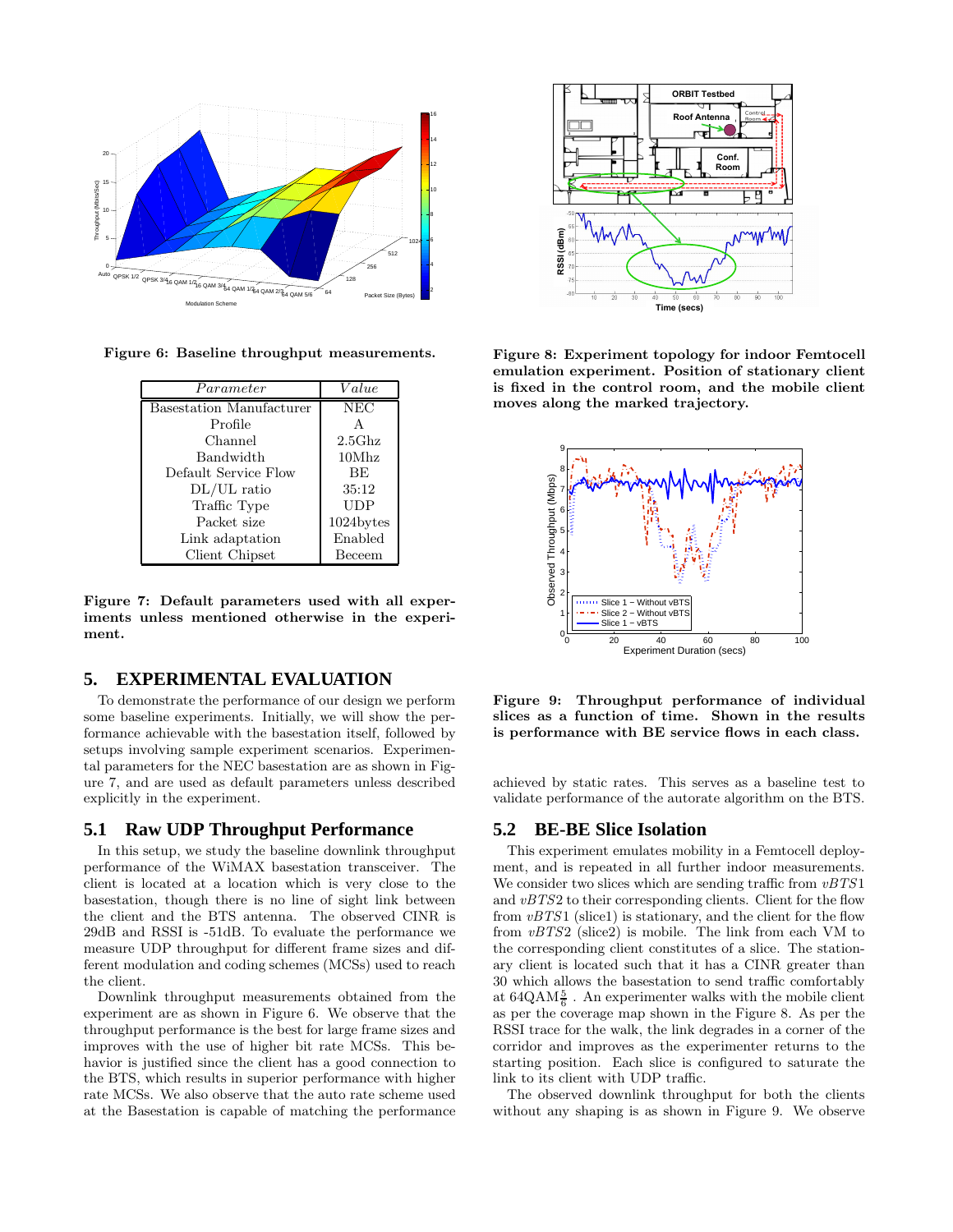Figure 6: Baseline throughput measurements.

| *Parameter* | *Value* |
|---|---|
| Basestation Manufacturer | NEC |
| Profile | A |
| Channel | 2.5Ghz |
| Bandwidth | 10Mhz |
| Default Service Flow | BE |
| DL/UL ratio | 35:12 |
| Traffic Type | UDP |
| Packet size | 1024bytes |
| Link adaptation | Enabled |
| Client Chipset | Beceem |

Figure 7: Default parameters used with all experiments unless mentioned otherwise in the experiment.

## 5. EXPERIMENTAL EVALUATION

To demonstrate the performance of our design we perform some baseline experiments. Initially, we will show the performance achievable with the basestation itself, followed by setups involving sample experiment scenarios. Experimental parameters for the NEC basestation are as shown in Figure 7, and are used as default parameters unless described explicitly in the experiment.

### 5.1 Raw UDP Throughput Performance

In this setup, we study the baseline downlink throughput performance of the WiMAX basestation transceiver. The client is located at a location which is very close to the basestation, though there is no line of sight link between the client and the BTS antenna. The observed CINR is 29dB and RSSI is -51dB. To evaluate the performance we measure UDP throughput for different frame sizes and different modulation and coding schemes (MCSs) used to reach the client.

Downlink throughput measurements obtained from the experiment are as shown in Figure 6. We observe that the throughput performance is the best for large frame sizes and improves with the use of higher bit rate MCSs. This behavior is justified since the client has a good connection to the BTS, which results in superior performance with higher rate MCSs. We also observe that the auto rate scheme used at the Basestation is capable of matching the performance achieved by static rates. This serves as a baseline test to validate performance of the autorate algorithm on the BTS.

Figure 8: Experiment topology for indoor Femtocell emulation experiment. Position of stationary client is fixed in the control room, and the mobile client moves along the marked trajectory.

Figure 9: Throughput performance of individual slices as a function of time. Shown in the results is performance with BE service flows in each class.

### 5.2 BE-BE Slice Isolation

This experiment emulates mobility in a Femtocell deployment, and is repeated in all further indoor measurements. We consider two slices which are sending traffic from $vBTS1$ and $vBTS2$ to their corresponding clients. Client for the flow from $vBTS1$ (slice1) is stationary, and the client for the flow from $vBTS2$ (slice2) is mobile. The link from each VM to the corresponding client constitutes of a slice. The stationary client is located such that it has a CINR greater than 30 which allows the basestation to send traffic comfortably at 64QAM$\frac{5}{6}$ . An experimenter walks with the mobile client as per the coverage map shown in the Figure 8. As per the RSSI trace for the walk, the link degrades in a corner of the corridor and improves as the experimenter returns to the starting position. Each slice is configured to saturate the link to its client with UDP traffic.

The observed downlink throughput for both the clients without any shaping is as shown in Figure 9. We observe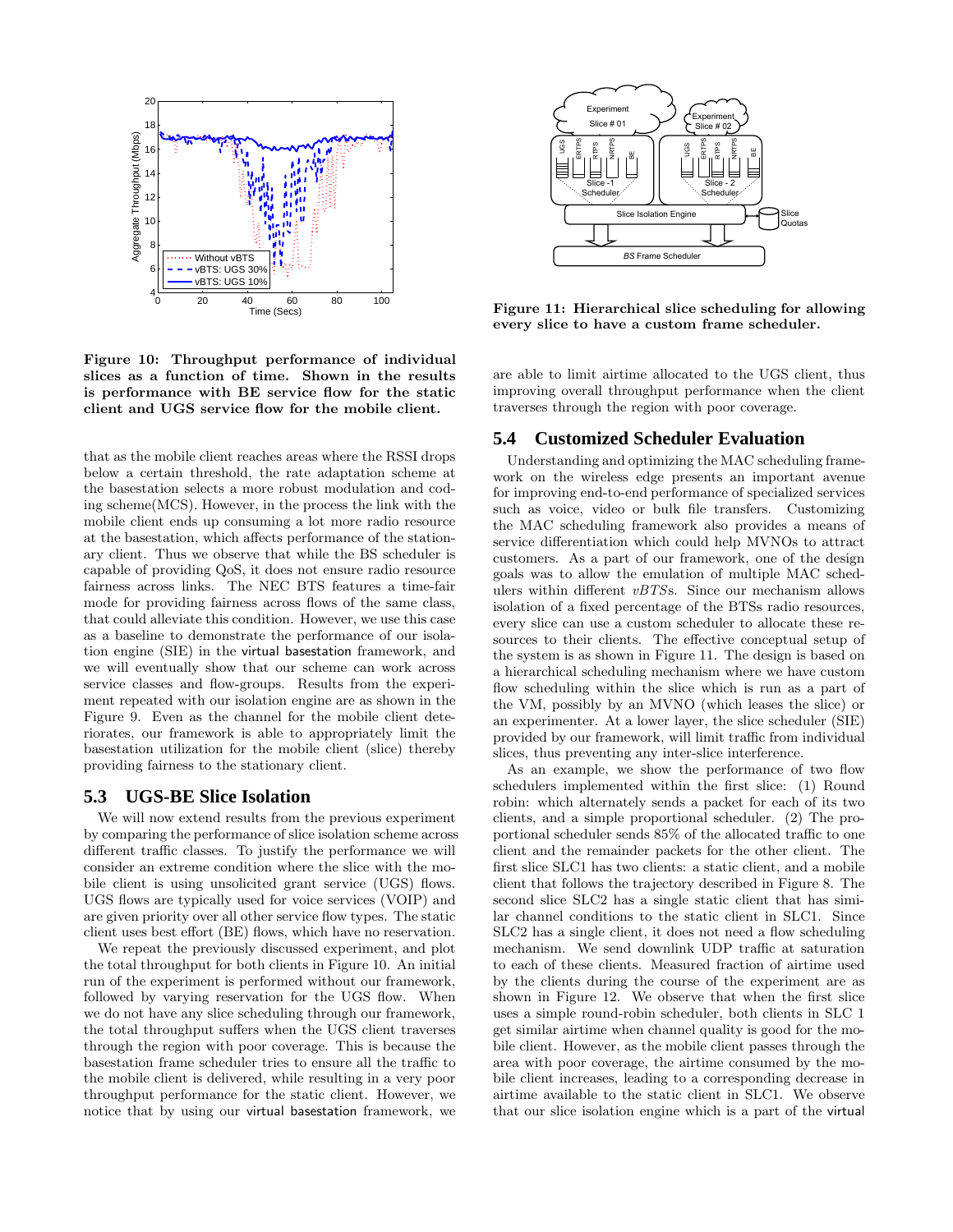20
18
16
14
12
10
8
6
4
0
20
40
60
80
100
Aggregate Throughput (Mbps)
Time (Secs)
Without vBTS
vBTS: UGS 30%
vBTS: UGS 10%

**Figure 10: Throughput performance of individual slices as a function of time. Shown in the results is performance with BE service flow for the static client and UGS service flow for the mobile client.**

that as the mobile client reaches areas where the RSSI drops below a certain threshold, the rate adaptation scheme at the basestation selects a more robust modulation and coding scheme(MCS). However, in the process the link with the mobile client ends up consuming a lot more radio resource at the basestation, which affects performance of the stationary client. Thus we observe that while the BS scheduler is capable of providing QoS, it does not ensure radio resource fairness across links. The NEC BTS features a time-fair mode for providing fairness across flows of the same class, that could alleviate this condition. However, we use this case as a baseline to demonstrate the performance of our isolation engine (SIE) in the virtual basestation framework, and we will eventually show that our scheme can work across service classes and flow-groups. Results from the experiment repeated with our isolation engine are as shown in the Figure 9. Even as the channel for the mobile client deteriorates, our framework is able to appropriately limit the basestation utilization for the mobile client (slice) thereby providing fairness to the stationary client.

## 5.3 UGS-BE Slice Isolation

We will now extend results from the previous experiment by comparing the performance of slice isolation scheme across different traffic classes. To justify the performance we will consider an extreme condition where the slice with the mobile client is using unsolicited grant service (UGS) flows. UGS flows are typically used for voice services (VOIP) and are given priority over all other service flow types. The static client uses best effort (BE) flows, which have no reservation.

We repeat the previously discussed experiment, and plot the total throughput for both clients in Figure 10. An initial run of the experiment is performed without our framework, followed by varying reservation for the UGS flow. When we do not have any slice scheduling through our framework, the total throughput suffers when the UGS client traverses through the region with poor coverage. This is because the basestation frame scheduler tries to ensure all the traffic to the mobile client is delivered, while resulting in a very poor throughput performance for the static client. However, we notice that by using our virtual basestation framework, we

Experiment Slice # 01
Experiment Slice # 02
UGS
ERTPS
RTPS
NRTPS
BE
Slice -1 Scheduler
UGS
ERTPS
RTPS
NRTPS
BE
Slice - 2 Scheduler
Slice Isolation Engine
Slice Quotas
BS Frame Scheduler

**Figure 11: Hierarchical slice scheduling for allowing every slice to have a custom frame scheduler.**

are able to limit airtime allocated to the UGS client, thus improving overall throughput performance when the client traverses through the region with poor coverage.

## 5.4 Customized Scheduler Evaluation

Understanding and optimizing the MAC scheduling framework on the wireless edge presents an important avenue for improving end-to-end performance of specialized services such as voice, video or bulk file transfers. Customizing the MAC scheduling framework also provides a means of service differentiation which could help MVNOs to attract customers. As a part of our framework, one of the design goals was to allow the emulation of multiple MAC schedulers within different *vBTSs*. Since our mechanism allows isolation of a fixed percentage of the BTSs radio resources, every slice can use a custom scheduler to allocate these resources to their clients. The effective conceptual setup of the system is as shown in Figure 11. The design is based on a hierarchical scheduling mechanism where we have custom flow scheduling within the slice which is run as a part of the VM, possibly by an MVNO (which leases the slice) or an experimenter. At a lower layer, the slice scheduler (SIE) provided by our framework, will limit traffic from individual slices, thus preventing any inter-slice interference.

As an example, we show the performance of two flow schedulers implemented within the first slice: (1) Round robin: which alternately sends a packet for each of its two clients, and a simple proportional scheduler. (2) The proportional scheduler sends 85% of the allocated traffic to one client and the remainder packets for the other client. The first slice SLC1 has two clients: a static client, and a mobile client that follows the trajectory described in Figure 8. The second slice SLC2 has a single static client that has similar channel conditions to the static client in SLC1. Since SLC2 has a single client, it does not need a flow scheduling mechanism. We send downlink UDP traffic at saturation to each of these clients. Measured fraction of airtime used by the clients during the course of the experiment are as shown in Figure 12. We observe that when the first slice uses a simple round-robin scheduler, both clients in SLC 1 get similar airtime when channel quality is good for the mobile client. However, as the mobile client passes through the area with poor coverage, the airtime consumed by the mobile client increases, leading to a corresponding decrease in airtime available to the static client in SLC1. We observe that our slice isolation engine which is a part of the virtual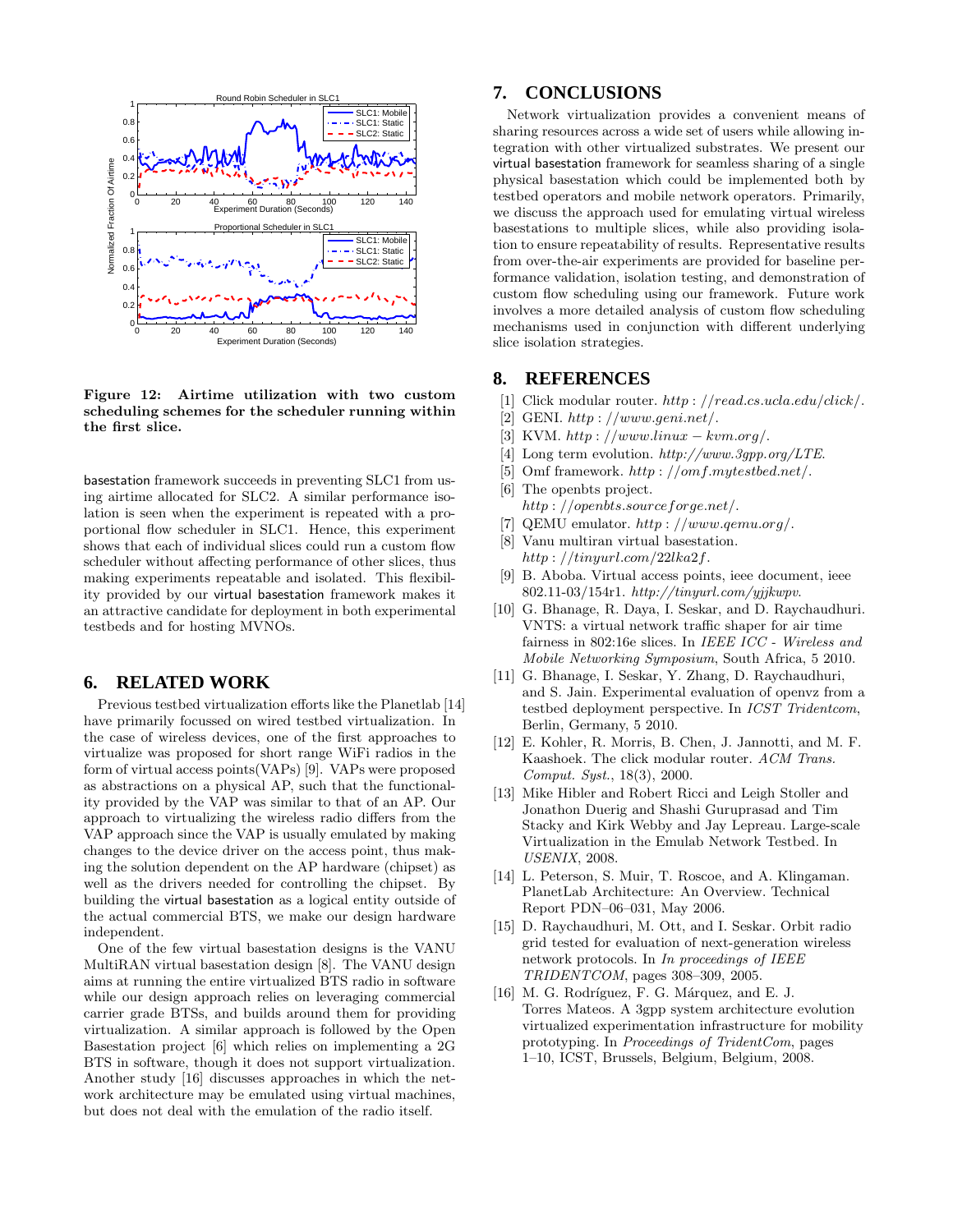Round Robin Scheduler in SLC1

Normalized Fraction Of Airtime

Experiment Duration (Seconds)

SLC1: Mobile
SLC1: Static
SLC2: Static

Proportional Scheduler in SLC1

Experiment Duration (Seconds)

SLC1: Mobile
SLC1: Static
SLC2: Static

**Figure 12: Airtime utilization with two custom scheduling schemes for the scheduler running within the first slice.**

basestation framework succeeds in preventing SLC1 from using airtime allocated for SLC2. A similar performance isolation is seen when the experiment is repeated with a proportional flow scheduler in SLC1. Hence, this experiment shows that each of individual slices could run a custom flow scheduler without affecting performance of other slices, thus making experiments repeatable and isolated. This flexibility provided by our virtual basestation framework makes it an attractive candidate for deployment in both experimental testbeds and for hosting MVNOs.

## 6. RELATED WORK

Previous testbed virtualization efforts like the Planetlab [14] have primarily focussed on wired testbed virtualization. In the case of wireless devices, one of the first approaches to virtualize was proposed for short range WiFi radios in the form of virtual access points(VAPs) [9]. VAPs were proposed as abstractions on a physical AP, such that the functionality provided by the VAP was similar to that of an AP. Our approach to virtualizing the wireless radio differs from the VAP approach since the VAP is usually emulated by making changes to the device driver on the access point, thus making the solution dependent on the AP hardware (chipset) as well as the drivers needed for controlling the chipset. By building the virtual basestation as a logical entity outside of the actual commercial BTS, we make our design hardware independent.

One of the few virtual basestation designs is the VANU MultiRAN virtual basestation design [8]. The VANU design aims at running the entire virtualized BTS radio in software while our design approach relies on leveraging commercial carrier grade BTSs, and builds around them for providing virtualization. A similar approach is followed by the Open Basestation project [6] which relies on implementing a 2G BTS in software, though it does not support virtualization. Another study [16] discusses approaches in which the network architecture may be emulated using virtual machines, but does not deal with the emulation of the radio itself.

## 7. CONCLUSIONS

Network virtualization provides a convenient means of sharing resources across a wide set of users while allowing integration with other virtualized substrates. We present our virtual basestation framework for seamless sharing of a single physical basestation which could be implemented both by testbed operators and mobile network operators. Primarily, we discuss the approach used for emulating virtual wireless basestations to multiple slices, while also providing isolation to ensure repeatability of results. Representative results from over-the-air experiments are provided for baseline performance validation, isolation testing, and demonstration of custom flow scheduling using our framework. Future work involves a more detailed analysis of custom flow scheduling mechanisms used in conjunction with different underlying slice isolation strategies.

## 8. REFERENCES

[1] Click modular router. *http://read.cs.ucla.edu/click/*.

[2] GENI. *http://www.geni.net/*.

[3] KVM. *http://www.linux-kvm.org/*.

[4] Long term evolution. *http://www.3gpp.org/LTE*.

[5] Omf framework. *http://omf.mytestbed.net/*.

[6] The openbts project. *http://openbts.sourceforge.net/*.

[7] QEMU emulator. *http://www.qemu.org/*.

[8] Vanu multiran virtual basestation. *http://tinyurl.com/22lka2f*.

[9] B. Aboba. Virtual access points, ieee document, ieee 802.11-03/154r1. *http://tinyurl.com/yjjkwpv*.

[10] G. Bhanage, R. Daya, I. Seskar, and D. Raychaudhuri. VNTS: a virtual network traffic shaper for air time fairness in 802:16e slices. In *IEEE ICC - Wireless and Mobile Networking Symposium*, South Africa, 5 2010.

[11] G. Bhanage, I. Seskar, Y. Zhang, D. Raychaudhuri, and S. Jain. Experimental evaluation of openvz from a testbed deployment perspective. In *ICST Tridentcom*, Berlin, Germany, 5 2010.

[12] E. Kohler, R. Morris, B. Chen, J. Jannotti, and M. F. Kaashoek. The click modular router. *ACM Trans. Comput. Syst.*, 18(3), 2000.

[13] Mike Hibler and Robert Ricci and Leigh Stoller and Jonathon Duerig and Shashi Guruprasad and Tim Stacky and Kirk Webby and Jay Lepreau. Large-scale Virtualization in the Emulab Network Testbed. In *USENIX*, 2008.

[14] L. Peterson, S. Muir, T. Roscoe, and A. Klingaman. PlanetLab Architecture: An Overview. Technical Report PDN–06–031, May 2006.

[15] D. Raychaudhuri, M. Ott, and I. Seskar. Orbit radio grid tested for evaluation of next-generation wireless network protocols. In *In proceedings of IEEE TRIDENTCOM*, pages 308–309, 2005.

[16] M. G. Rodríguez, F. G. Márquez, and E. J. Torres Mateos. A 3gpp system architecture evolution virtualized experimentation infrastructure for mobility prototyping. In *Proceedings of TridentCom*, pages 1–10, ICST, Brussels, Belgium, Belgium, 2008.